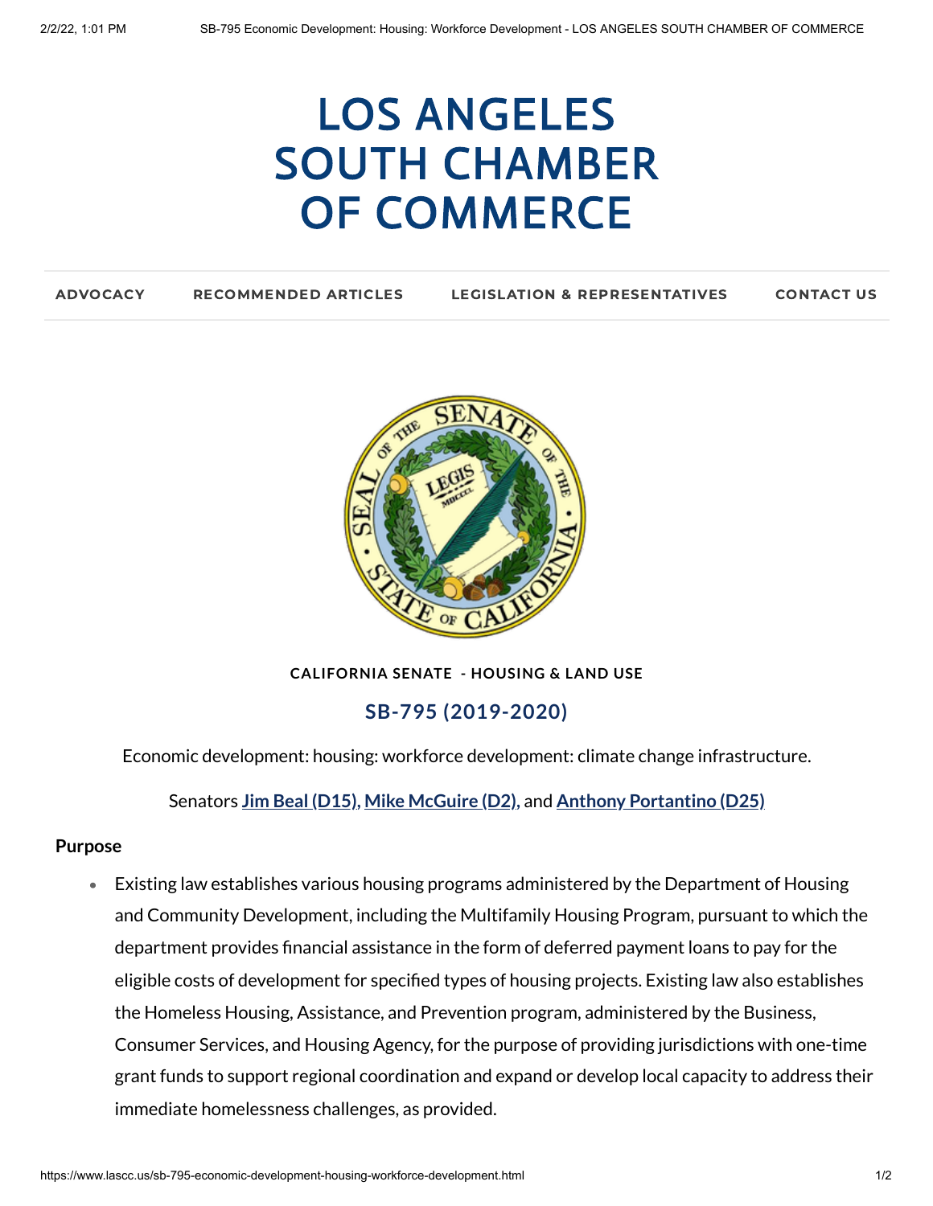# LOS ANGELES SOUTH CHAMBER OF COMMERCE

ADVOCACY | RECOMMENDED ARTICLES | LEGISLATION & REPRESENTATIVES | CONTACT US

**CALIFORNIA SENATE - HOUSING & LAND USE**

## SB-795 (2019-2020)

Economic development: housing: workforce development: climate change infrastructure.

Senators **Jim Beal (D15)**, **Mike McGuire (D2)**, and **Anthony Portantino (D25)**

**Purpose**

- Existing law establishes various housing programs administered by the Department of Housing and Community Development, including the Multifamily Housing Program, pursuant to which the department provides financial assistance in the form of deferred payment loans to pay for the eligible costs of development for specified types of housing projects. Existing law also establishes the Homeless Housing, Assistance, and Prevention program, administered by the Business, Consumer Services, and Housing Agency, for the purpose of providing jurisdictions with one-time grant funds to support regional coordination and expand or develop local capacity to address their immediate homelessness challenges, as provided.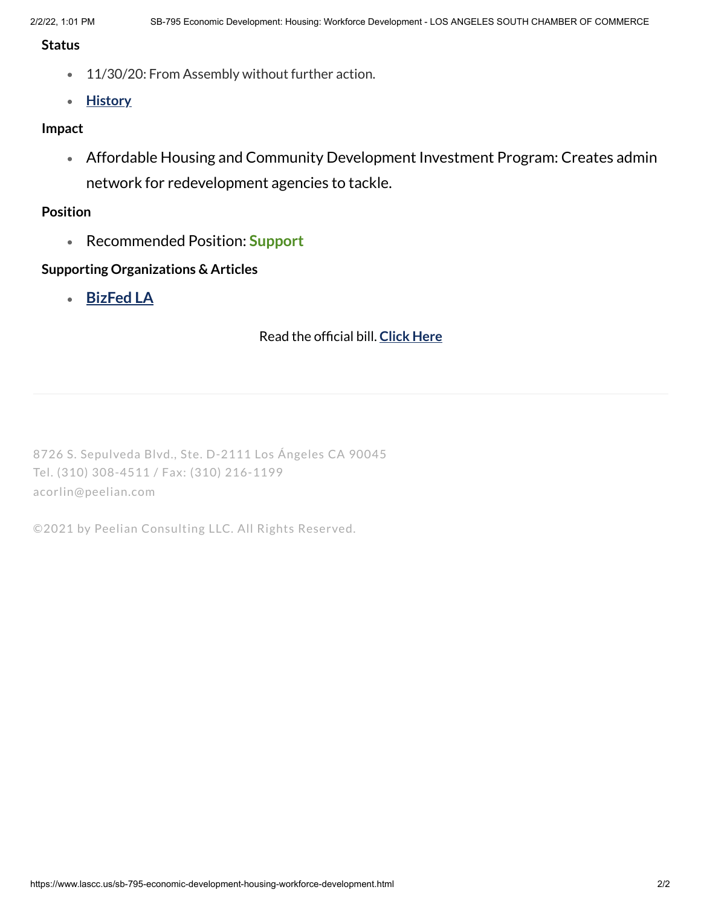**Status**

- 11/30/20: From Assembly without further action.
- **History**

**Impact**

- Affordable Housing and Community Development Investment Program: Creates admin network for redevelopment agencies to tackle.

**Position**

- Recommended Position: **Support**

**Supporting Organizations & Articles**

- **BizFed LA**

Read the official bill. **Click Here**

---

8726 S. Sepulveda Blvd., Ste. D-2111 Los Ángeles CA 90045
Tel. (310) 308-4511 / Fax: (310) 216-1199
acorlin@peelian.com

©2021 by Peelian Consulting LLC. All Rights Reserved.